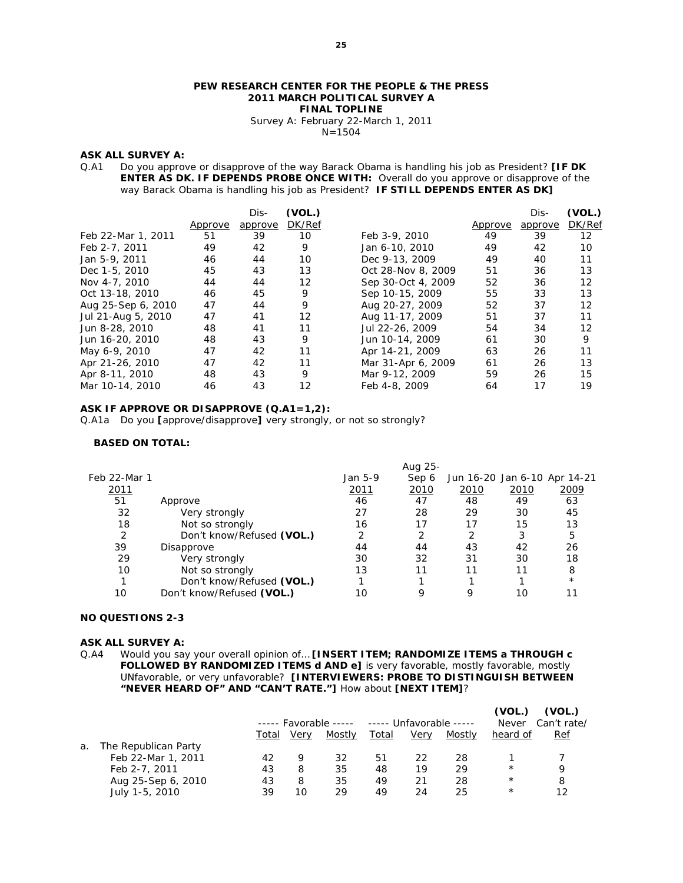**PEW RESEARCH CENTER FOR THE PEOPLE & THE PRESS**
**2011 MARCH POLITICAL SURVEY A**
**FINAL TOPLINE**
Survey A: February 22-March 1, 2011
N=1504

**ASK ALL SURVEY A:**

Q.A1 Do you approve or disapprove of the way Barack Obama is handling his job as President? **[IF DK ENTER AS DK. IF DEPENDS PROBE ONCE WITH:** Overall do you approve or disapprove of the way Barack Obama is handling his job as President? **IF STILL DEPENDS ENTER AS DK]**

| | Approve | Dis-approve | (VOL.) DK/Ref | | Approve | Dis-approve | (VOL.) DK/Ref |
|---|---|---|---|---|---|---|---|
| Feb 22-Mar 1, 2011 | 51 | 39 | 10 | Feb 3-9, 2010 | 49 | 39 | 12 |
| Feb 2-7, 2011 | 49 | 42 | 9 | Jan 6-10, 2010 | 49 | 42 | 10 |
| Jan 5-9, 2011 | 46 | 44 | 10 | Dec 9-13, 2009 | 49 | 40 | 11 |
| Dec 1-5, 2010 | 45 | 43 | 13 | Oct 28-Nov 8, 2009 | 51 | 36 | 13 |
| Nov 4-7, 2010 | 44 | 44 | 12 | Sep 30-Oct 4, 2009 | 52 | 36 | 12 |
| Oct 13-18, 2010 | 46 | 45 | 9 | Sep 10-15, 2009 | 55 | 33 | 13 |
| Aug 25-Sep 6, 2010 | 47 | 44 | 9 | Aug 20-27, 2009 | 52 | 37 | 12 |
| Jul 21-Aug 5, 2010 | 47 | 41 | 12 | Aug 11-17, 2009 | 51 | 37 | 11 |
| Jun 8-28, 2010 | 48 | 41 | 11 | Jul 22-26, 2009 | 54 | 34 | 12 |
| Jun 16-20, 2010 | 48 | 43 | 9 | Jun 10-14, 2009 | 61 | 30 | 9 |
| May 6-9, 2010 | 47 | 42 | 11 | Apr 14-21, 2009 | 63 | 26 | 11 |
| Apr 21-26, 2010 | 47 | 42 | 11 | Mar 31-Apr 6, 2009 | 61 | 26 | 13 |
| Apr 8-11, 2010 | 48 | 43 | 9 | Mar 9-12, 2009 | 59 | 26 | 15 |
| Mar 10-14, 2010 | 46 | 43 | 12 | Feb 4-8, 2009 | 64 | 17 | 19 |

**ASK IF APPROVE OR DISAPPROVE (Q.A1=1,2):**

Q.A1a Do you **[**approve/disapprove**]** very strongly, or not so strongly?

**BASED ON TOTAL:**

| Feb 22-Mar 1 2011 | | Jan 5-9 2011 | Aug 25-Sep 6 2010 | Jun 16-20 2010 | Jan 6-10 2010 | Apr 14-21 2009 |
|---|---|---|---|---|---|---|
| 51 | Approve | 46 | 47 | 48 | 49 | 63 |
| 32 | Very strongly | 27 | 28 | 29 | 30 | 45 |
| 18 | Not so strongly | 16 | 17 | 17 | 15 | 13 |
| 2 | Don't know/Refused **(VOL.)** | 2 | 2 | 2 | 3 | 5 |
| 39 | Disapprove | 44 | 44 | 43 | 42 | 26 |
| 29 | Very strongly | 30 | 32 | 31 | 30 | 18 |
| 10 | Not so strongly | 13 | 11 | 11 | 11 | 8 |
| 1 | Don't know/Refused **(VOL.)** | 1 | 1 | 1 | 1 | * |
| 10 | Don't know/Refused **(VOL.)** | 10 | 9 | 9 | 10 | 11 |

**NO QUESTIONS 2-3**

**ASK ALL SURVEY A:**

Q.A4 Would you say your overall opinion of… **[INSERT ITEM; RANDOMIZE ITEMS a THROUGH c FOLLOWED BY RANDOMIZED ITEMS d AND e]** is very favorable, mostly favorable, mostly UNfavorable, or very unfavorable? **[INTERVIEWERS: PROBE TO DISTINGUISH BETWEEN "NEVER HEARD OF" AND "CAN'T RATE."]** How about **[NEXT ITEM]**?

| | ----- Favorable ----- | | | ----- Unfavorable ----- | | | (VOL.) | (VOL.) |
|---|---|---|---|---|---|---|---|---|
| | Total | Very | Mostly | Total | Very | Mostly | Never heard of | Can't rate/ Ref |
| a. The Republican Party | | | | | | | | |
| Feb 22-Mar 1, 2011 | 42 | 9 | 32 | 51 | 22 | 28 | 1 | 7 |
| Feb 2-7, 2011 | 43 | 8 | 35 | 48 | 19 | 29 | * | 9 |
| Aug 25-Sep 6, 2010 | 43 | 8 | 35 | 49 | 21 | 28 | * | 8 |
| July 1-5, 2010 | 39 | 10 | 29 | 49 | 24 | 25 | * | 12 |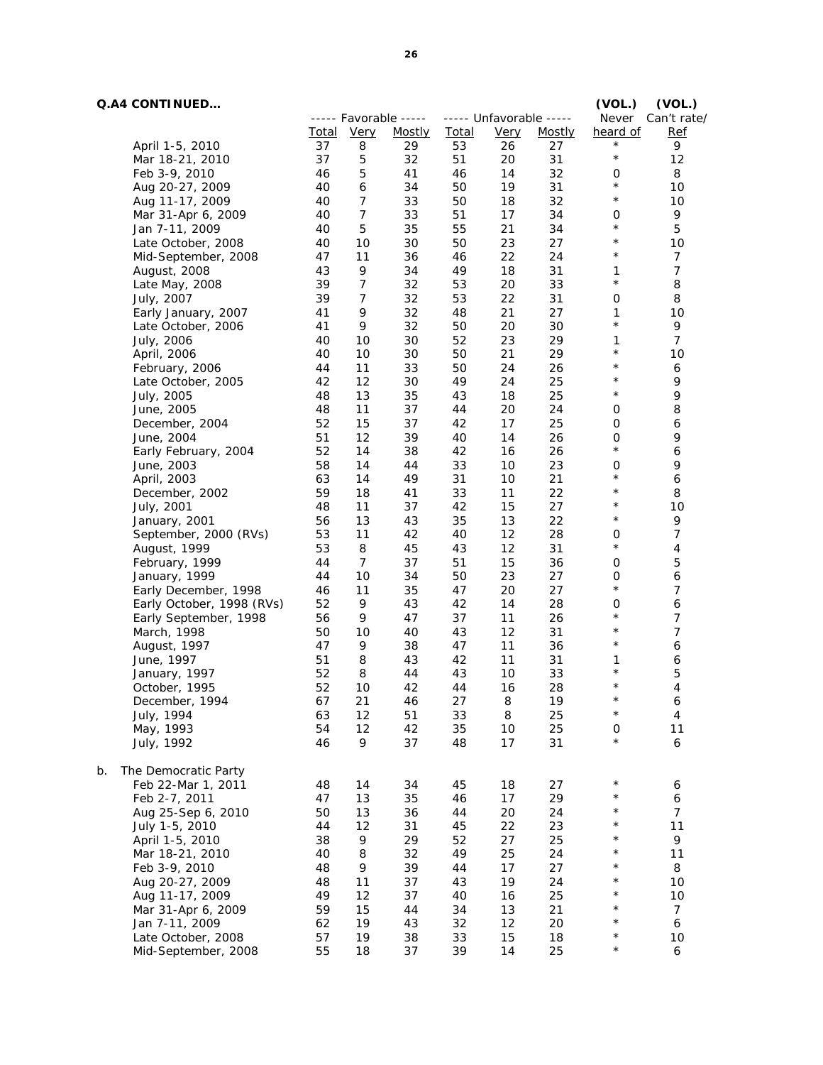**Q.A4 CONTINUED…**

| | ----- Favorable ----- | | | ----- Unfavorable ----- | | | (VOL.) Never | (VOL.) Can't rate/ |
|---|---|---|---|---|---|---|---|---|
| | Total | Very | Mostly | Total | Very | Mostly | heard of | Ref |
| April 1-5, 2010 | 37 | 8 | 29 | 53 | 26 | 27 | * | 9 |
| Mar 18-21, 2010 | 37 | 5 | 32 | 51 | 20 | 31 | * | 12 |
| Feb 3-9, 2010 | 46 | 5 | 41 | 46 | 14 | 32 | 0 | 8 |
| Aug 20-27, 2009 | 40 | 6 | 34 | 50 | 19 | 31 | * | 10 |
| Aug 11-17, 2009 | 40 | 7 | 33 | 50 | 18 | 32 | * | 10 |
| Mar 31-Apr 6, 2009 | 40 | 7 | 33 | 51 | 17 | 34 | 0 | 9 |
| Jan 7-11, 2009 | 40 | 5 | 35 | 55 | 21 | 34 | * | 5 |
| Late October, 2008 | 40 | 10 | 30 | 50 | 23 | 27 | * | 10 |
| Mid-September, 2008 | 47 | 11 | 36 | 46 | 22 | 24 | * | 7 |
| August, 2008 | 43 | 9 | 34 | 49 | 18 | 31 | 1 | 7 |
| Late May, 2008 | 39 | 7 | 32 | 53 | 20 | 33 | * | 8 |
| July, 2007 | 39 | 7 | 32 | 53 | 22 | 31 | 0 | 8 |
| Early January, 2007 | 41 | 9 | 32 | 48 | 21 | 27 | 1 | 10 |
| Late October, 2006 | 41 | 9 | 32 | 50 | 20 | 30 | * | 9 |
| July, 2006 | 40 | 10 | 30 | 52 | 23 | 29 | 1 | 7 |
| April, 2006 | 40 | 10 | 30 | 50 | 21 | 29 | * | 10 |
| February, 2006 | 44 | 11 | 33 | 50 | 24 | 26 | * | 6 |
| Late October, 2005 | 42 | 12 | 30 | 49 | 24 | 25 | * | 9 |
| July, 2005 | 48 | 13 | 35 | 43 | 18 | 25 | * | 9 |
| June, 2005 | 48 | 11 | 37 | 44 | 20 | 24 | 0 | 8 |
| December, 2004 | 52 | 15 | 37 | 42 | 17 | 25 | 0 | 6 |
| June, 2004 | 51 | 12 | 39 | 40 | 14 | 26 | 0 | 9 |
| Early February, 2004 | 52 | 14 | 38 | 42 | 16 | 26 | * | 6 |
| June, 2003 | 58 | 14 | 44 | 33 | 10 | 23 | 0 | 9 |
| April, 2003 | 63 | 14 | 49 | 31 | 10 | 21 | * | 6 |
| December, 2002 | 59 | 18 | 41 | 33 | 11 | 22 | * | 8 |
| July, 2001 | 48 | 11 | 37 | 42 | 15 | 27 | * | 10 |
| January, 2001 | 56 | 13 | 43 | 35 | 13 | 22 | * | 9 |
| September, 2000 (RVs) | 53 | 11 | 42 | 40 | 12 | 28 | 0 | 7 |
| August, 1999 | 53 | 8 | 45 | 43 | 12 | 31 | * | 4 |
| February, 1999 | 44 | 7 | 37 | 51 | 15 | 36 | 0 | 5 |
| January, 1999 | 44 | 10 | 34 | 50 | 23 | 27 | 0 | 6 |
| Early December, 1998 | 46 | 11 | 35 | 47 | 20 | 27 | * | 7 |
| Early October, 1998 (RVs) | 52 | 9 | 43 | 42 | 14 | 28 | 0 | 6 |
| Early September, 1998 | 56 | 9 | 47 | 37 | 11 | 26 | * | 7 |
| March, 1998 | 50 | 10 | 40 | 43 | 12 | 31 | * | 7 |
| August, 1997 | 47 | 9 | 38 | 47 | 11 | 36 | * | 6 |
| June, 1997 | 51 | 8 | 43 | 42 | 11 | 31 | 1 | 6 |
| January, 1997 | 52 | 8 | 44 | 43 | 10 | 33 | * | 5 |
| October, 1995 | 52 | 10 | 42 | 44 | 16 | 28 | * | 4 |
| December, 1994 | 67 | 21 | 46 | 27 | 8 | 19 | * | 6 |
| July, 1994 | 63 | 12 | 51 | 33 | 8 | 25 | * | 4 |
| May, 1993 | 54 | 12 | 42 | 35 | 10 | 25 | 0 | 11 |
| July, 1992 | 46 | 9 | 37 | 48 | 17 | 31 | * | 6 |
| **b. The Democratic Party** | | | | | | | | |
| Feb 22-Mar 1, 2011 | 48 | 14 | 34 | 45 | 18 | 27 | * | 6 |
| Feb 2-7, 2011 | 47 | 13 | 35 | 46 | 17 | 29 | * | 6 |
| Aug 25-Sep 6, 2010 | 50 | 13 | 36 | 44 | 20 | 24 | * | 7 |
| July 1-5, 2010 | 44 | 12 | 31 | 45 | 22 | 23 | * | 11 |
| April 1-5, 2010 | 38 | 9 | 29 | 52 | 27 | 25 | * | 9 |
| Mar 18-21, 2010 | 40 | 8 | 32 | 49 | 25 | 24 | * | 11 |
| Feb 3-9, 2010 | 48 | 9 | 39 | 44 | 17 | 27 | * | 8 |
| Aug 20-27, 2009 | 48 | 11 | 37 | 43 | 19 | 24 | * | 10 |
| Aug 11-17, 2009 | 49 | 12 | 37 | 40 | 16 | 25 | * | 10 |
| Mar 31-Apr 6, 2009 | 59 | 15 | 44 | 34 | 13 | 21 | * | 7 |
| Jan 7-11, 2009 | 62 | 19 | 43 | 32 | 12 | 20 | * | 6 |
| Late October, 2008 | 57 | 19 | 38 | 33 | 15 | 18 | * | 10 |
| Mid-September, 2008 | 55 | 18 | 37 | 39 | 14 | 25 | * | 6 |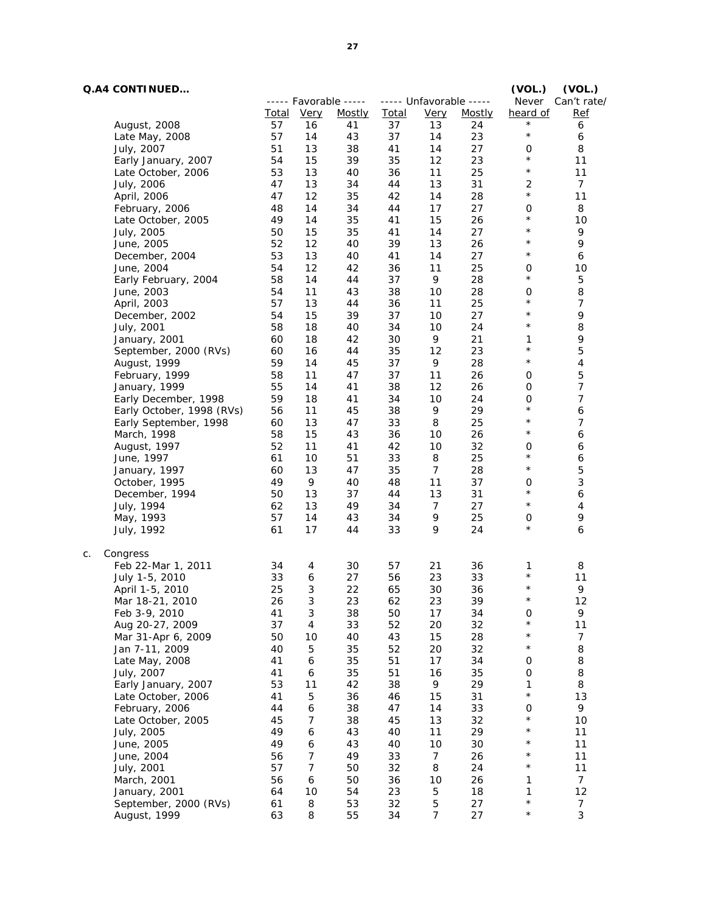**Q.A4 CONTINUED…**

| | ----- Favorable ----- | | | ----- Unfavorable ----- | | | (VOL.) | (VOL.) |
|---|---|---|---|---|---|---|---|---|
| | Total | Very | Mostly | Total | Very | Mostly | Never heard of | Can't rate/ Ref |
| August, 2008 | 57 | 16 | 41 | 37 | 13 | 24 | * | 6 |
| Late May, 2008 | 57 | 14 | 43 | 37 | 14 | 23 | * | 6 |
| July, 2007 | 51 | 13 | 38 | 41 | 14 | 27 | 0 | 8 |
| Early January, 2007 | 54 | 15 | 39 | 35 | 12 | 23 | * | 11 |
| Late October, 2006 | 53 | 13 | 40 | 36 | 11 | 25 | * | 11 |
| July, 2006 | 47 | 13 | 34 | 44 | 13 | 31 | 2 | 7 |
| April, 2006 | 47 | 12 | 35 | 42 | 14 | 28 | * | 11 |
| February, 2006 | 48 | 14 | 34 | 44 | 17 | 27 | 0 | 8 |
| Late October, 2005 | 49 | 14 | 35 | 41 | 15 | 26 | * | 10 |
| July, 2005 | 50 | 15 | 35 | 41 | 14 | 27 | * | 9 |
| June, 2005 | 52 | 12 | 40 | 39 | 13 | 26 | * | 9 |
| December, 2004 | 53 | 13 | 40 | 41 | 14 | 27 | * | 6 |
| June, 2004 | 54 | 12 | 42 | 36 | 11 | 25 | 0 | 10 |
| Early February, 2004 | 58 | 14 | 44 | 37 | 9 | 28 | * | 5 |
| June, 2003 | 54 | 11 | 43 | 38 | 10 | 28 | 0 | 8 |
| April, 2003 | 57 | 13 | 44 | 36 | 11 | 25 | * | 7 |
| December, 2002 | 54 | 15 | 39 | 37 | 10 | 27 | * | 9 |
| July, 2001 | 58 | 18 | 40 | 34 | 10 | 24 | * | 8 |
| January, 2001 | 60 | 18 | 42 | 30 | 9 | 21 | 1 | 9 |
| September, 2000 (RVs) | 60 | 16 | 44 | 35 | 12 | 23 | * | 5 |
| August, 1999 | 59 | 14 | 45 | 37 | 9 | 28 | * | 4 |
| February, 1999 | 58 | 11 | 47 | 37 | 11 | 26 | 0 | 5 |
| January, 1999 | 55 | 14 | 41 | 38 | 12 | 26 | 0 | 7 |
| Early December, 1998 | 59 | 18 | 41 | 34 | 10 | 24 | 0 | 7 |
| Early October, 1998 (RVs) | 56 | 11 | 45 | 38 | 9 | 29 | * | 6 |
| Early September, 1998 | 60 | 13 | 47 | 33 | 8 | 25 | * | 7 |
| March, 1998 | 58 | 15 | 43 | 36 | 10 | 26 | * | 6 |
| August, 1997 | 52 | 11 | 41 | 42 | 10 | 32 | 0 | 6 |
| June, 1997 | 61 | 10 | 51 | 33 | 8 | 25 | * | 6 |
| January, 1997 | 60 | 13 | 47 | 35 | 7 | 28 | * | 5 |
| October, 1995 | 49 | 9 | 40 | 48 | 11 | 37 | 0 | 3 |
| December, 1994 | 50 | 13 | 37 | 44 | 13 | 31 | * | 6 |
| July, 1994 | 62 | 13 | 49 | 34 | 7 | 27 | * | 4 |
| May, 1993 | 57 | 14 | 43 | 34 | 9 | 25 | 0 | 9 |
| July, 1992 | 61 | 17 | 44 | 33 | 9 | 24 | * | 6 |
| c. Congress | | | | | | | | |
| Feb 22-Mar 1, 2011 | 34 | 4 | 30 | 57 | 21 | 36 | 1 | 8 |
| July 1-5, 2010 | 33 | 6 | 27 | 56 | 23 | 33 | * | 11 |
| April 1-5, 2010 | 25 | 3 | 22 | 65 | 30 | 36 | * | 9 |
| Mar 18-21, 2010 | 26 | 3 | 23 | 62 | 23 | 39 | * | 12 |
| Feb 3-9, 2010 | 41 | 3 | 38 | 50 | 17 | 34 | 0 | 9 |
| Aug 20-27, 2009 | 37 | 4 | 33 | 52 | 20 | 32 | * | 11 |
| Mar 31-Apr 6, 2009 | 50 | 10 | 40 | 43 | 15 | 28 | * | 7 |
| Jan 7-11, 2009 | 40 | 5 | 35 | 52 | 20 | 32 | * | 8 |
| Late May, 2008 | 41 | 6 | 35 | 51 | 17 | 34 | 0 | 8 |
| July, 2007 | 41 | 6 | 35 | 51 | 16 | 35 | 0 | 8 |
| Early January, 2007 | 53 | 11 | 42 | 38 | 9 | 29 | 1 | 8 |
| Late October, 2006 | 41 | 5 | 36 | 46 | 15 | 31 | * | 13 |
| February, 2006 | 44 | 6 | 38 | 47 | 14 | 33 | 0 | 9 |
| Late October, 2005 | 45 | 7 | 38 | 45 | 13 | 32 | * | 10 |
| July, 2005 | 49 | 6 | 43 | 40 | 11 | 29 | * | 11 |
| June, 2005 | 49 | 6 | 43 | 40 | 10 | 30 | * | 11 |
| June, 2004 | 56 | 7 | 49 | 33 | 7 | 26 | * | 11 |
| July, 2001 | 57 | 7 | 50 | 32 | 8 | 24 | * | 11 |
| March, 2001 | 56 | 6 | 50 | 36 | 10 | 26 | 1 | 7 |
| January, 2001 | 64 | 10 | 54 | 23 | 5 | 18 | 1 | 12 |
| September, 2000 (RVs) | 61 | 8 | 53 | 32 | 5 | 27 | * | 7 |
| August, 1999 | 63 | 8 | 55 | 34 | 7 | 27 | * | 3 |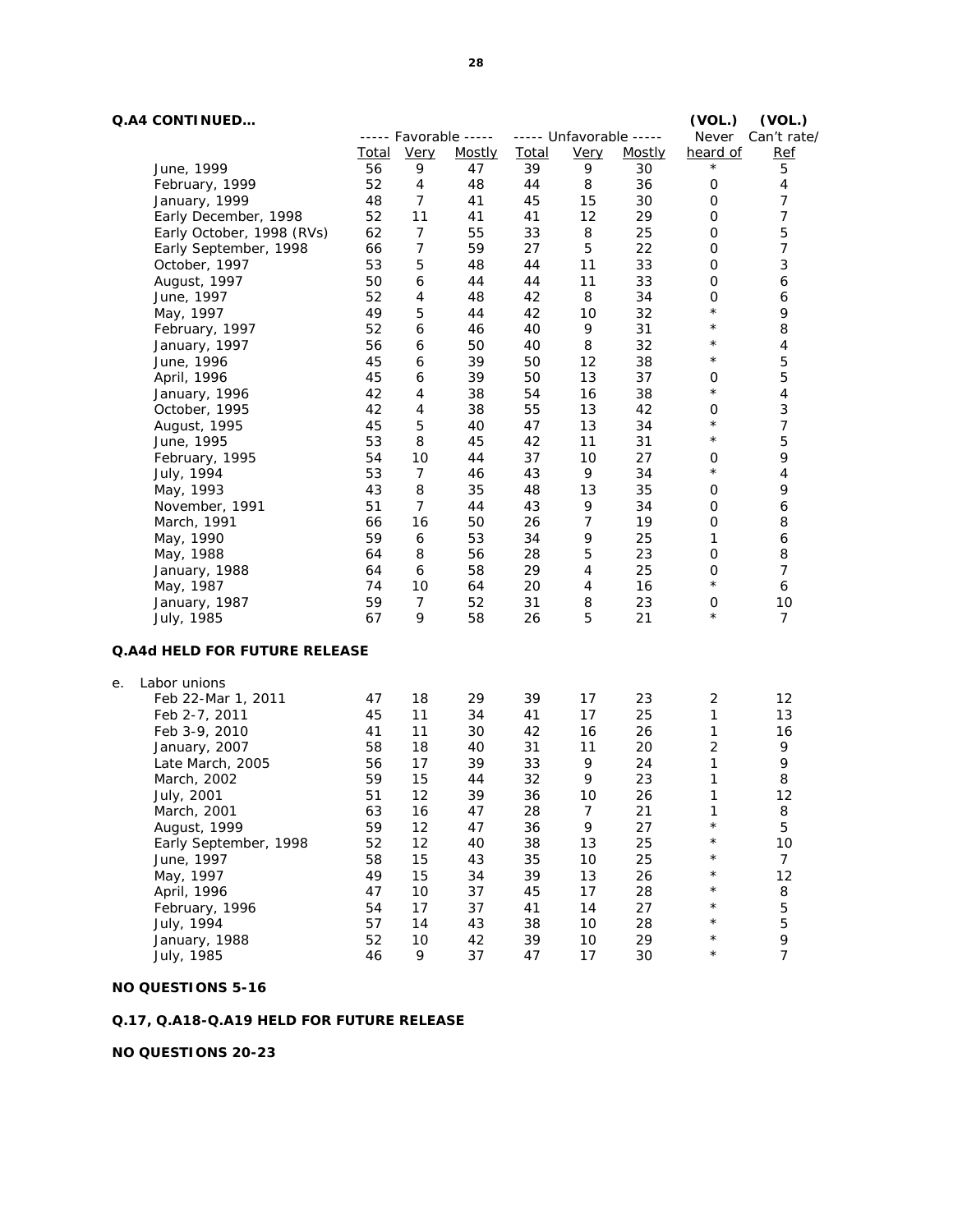**Q.A4 CONTINUED…**

| | ----- Favorable ----- | | | ----- Unfavorable ----- | | | (VOL.) Never | (VOL.) Can't rate/ |
|---|---|---|---|---|---|---|---|---|
| | Total | Very | Mostly | Total | Very | Mostly | heard of | Ref |
| June, 1999 | 56 | 9 | 47 | 39 | 9 | 30 | * | 5 |
| February, 1999 | 52 | 4 | 48 | 44 | 8 | 36 | 0 | 4 |
| January, 1999 | 48 | 7 | 41 | 45 | 15 | 30 | 0 | 7 |
| Early December, 1998 | 52 | 11 | 41 | 41 | 12 | 29 | 0 | 7 |
| Early October, 1998 (RVs) | 62 | 7 | 55 | 33 | 8 | 25 | 0 | 5 |
| Early September, 1998 | 66 | 7 | 59 | 27 | 5 | 22 | 0 | 7 |
| October, 1997 | 53 | 5 | 48 | 44 | 11 | 33 | 0 | 3 |
| August, 1997 | 50 | 6 | 44 | 44 | 11 | 33 | 0 | 6 |
| June, 1997 | 52 | 4 | 48 | 42 | 8 | 34 | 0 | 6 |
| May, 1997 | 49 | 5 | 44 | 42 | 10 | 32 | * | 9 |
| February, 1997 | 52 | 6 | 46 | 40 | 9 | 31 | * | 8 |
| January, 1997 | 56 | 6 | 50 | 40 | 8 | 32 | * | 4 |
| June, 1996 | 45 | 6 | 39 | 50 | 12 | 38 | * | 5 |
| April, 1996 | 45 | 6 | 39 | 50 | 13 | 37 | 0 | 5 |
| January, 1996 | 42 | 4 | 38 | 54 | 16 | 38 | * | 4 |
| October, 1995 | 42 | 4 | 38 | 55 | 13 | 42 | 0 | 3 |
| August, 1995 | 45 | 5 | 40 | 47 | 13 | 34 | * | 7 |
| June, 1995 | 53 | 8 | 45 | 42 | 11 | 31 | * | 5 |
| February, 1995 | 54 | 10 | 44 | 37 | 10 | 27 | 0 | 9 |
| July, 1994 | 53 | 7 | 46 | 43 | 9 | 34 | * | 4 |
| May, 1993 | 43 | 8 | 35 | 48 | 13 | 35 | 0 | 9 |
| November, 1991 | 51 | 7 | 44 | 43 | 9 | 34 | 0 | 6 |
| March, 1991 | 66 | 16 | 50 | 26 | 7 | 19 | 0 | 8 |
| May, 1990 | 59 | 6 | 53 | 34 | 9 | 25 | 1 | 6 |
| May, 1988 | 64 | 8 | 56 | 28 | 5 | 23 | 0 | 8 |
| January, 1988 | 64 | 6 | 58 | 29 | 4 | 25 | 0 | 7 |
| May, 1987 | 74 | 10 | 64 | 20 | 4 | 16 | * | 6 |
| January, 1987 | 59 | 7 | 52 | 31 | 8 | 23 | 0 | 10 |
| July, 1985 | 67 | 9 | 58 | 26 | 5 | 21 | * | 7 |

**Q.A4d HELD FOR FUTURE RELEASE**

| e. Labor unions | Total | Very | Mostly | Total | Very | Mostly | Never heard of | Can't rate/ Ref |
|---|---|---|---|---|---|---|---|---|
| Feb 22-Mar 1, 2011 | 47 | 18 | 29 | 39 | 17 | 23 | 2 | 12 |
| Feb 2-7, 2011 | 45 | 11 | 34 | 41 | 17 | 25 | 1 | 13 |
| Feb 3-9, 2010 | 41 | 11 | 30 | 42 | 16 | 26 | 1 | 16 |
| January, 2007 | 58 | 18 | 40 | 31 | 11 | 20 | 2 | 9 |
| Late March, 2005 | 56 | 17 | 39 | 33 | 9 | 24 | 1 | 9 |
| March, 2002 | 59 | 15 | 44 | 32 | 9 | 23 | 1 | 8 |
| July, 2001 | 51 | 12 | 39 | 36 | 10 | 26 | 1 | 12 |
| March, 2001 | 63 | 16 | 47 | 28 | 7 | 21 | 1 | 8 |
| August, 1999 | 59 | 12 | 47 | 36 | 9 | 27 | * | 5 |
| Early September, 1998 | 52 | 12 | 40 | 38 | 13 | 25 | * | 10 |
| June, 1997 | 58 | 15 | 43 | 35 | 10 | 25 | * | 7 |
| May, 1997 | 49 | 15 | 34 | 39 | 13 | 26 | * | 12 |
| April, 1996 | 47 | 10 | 37 | 45 | 17 | 28 | * | 8 |
| February, 1996 | 54 | 17 | 37 | 41 | 14 | 27 | * | 5 |
| July, 1994 | 57 | 14 | 43 | 38 | 10 | 28 | * | 5 |
| January, 1988 | 52 | 10 | 42 | 39 | 10 | 29 | * | 9 |
| July, 1985 | 46 | 9 | 37 | 47 | 17 | 30 | * | 7 |

**NO QUESTIONS 5-16**

**Q.17, Q.A18-Q.A19 HELD FOR FUTURE RELEASE**

**NO QUESTIONS 20-23**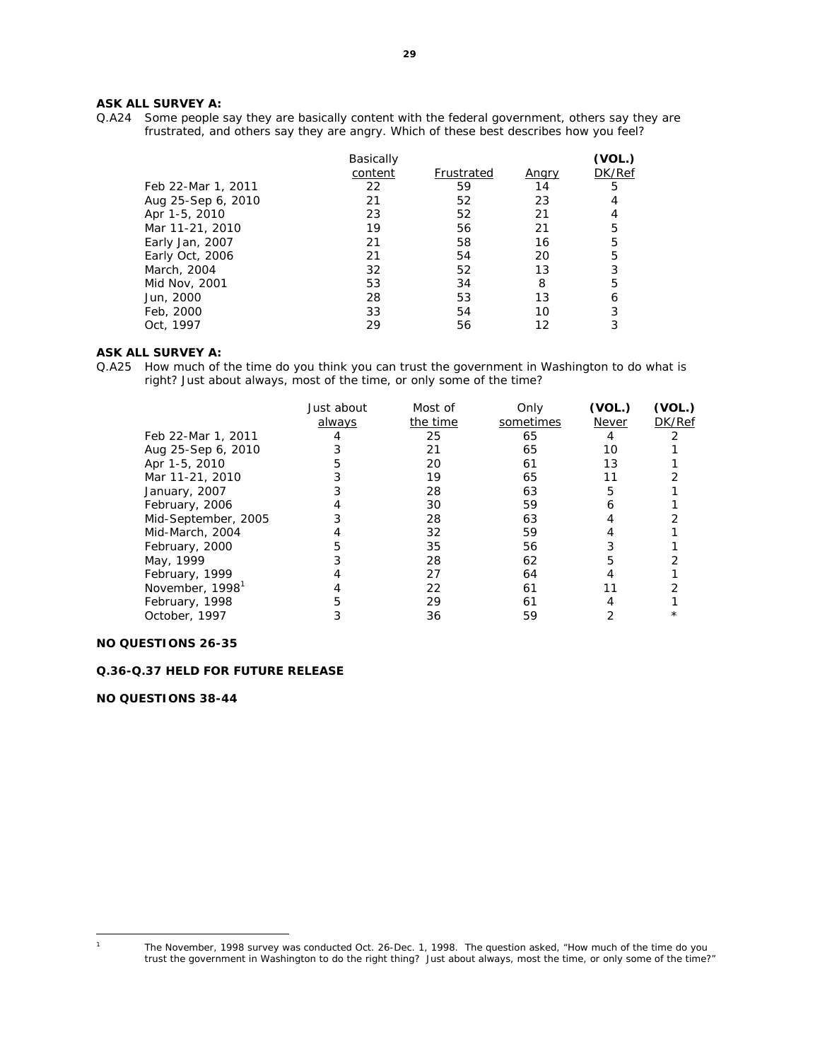**ASK ALL SURVEY A:**

Q.A24 Some people say they are basically content with the federal government, others say they are frustrated, and others say they are angry. Which of these best describes how you feel?

| | Basically content | Frustrated | Angry | (VOL.) DK/Ref |
|---|---|---|---|---|
| Feb 22-Mar 1, 2011 | 22 | 59 | 14 | 5 |
| Aug 25-Sep 6, 2010 | 21 | 52 | 23 | 4 |
| Apr 1-5, 2010 | 23 | 52 | 21 | 4 |
| Mar 11-21, 2010 | 19 | 56 | 21 | 5 |
| Early Jan, 2007 | 21 | 58 | 16 | 5 |
| Early Oct, 2006 | 21 | 54 | 20 | 5 |
| March, 2004 | 32 | 52 | 13 | 3 |
| Mid Nov, 2001 | 53 | 34 | 8 | 5 |
| Jun, 2000 | 28 | 53 | 13 | 6 |
| Feb, 2000 | 33 | 54 | 10 | 3 |
| Oct, 1997 | 29 | 56 | 12 | 3 |

**ASK ALL SURVEY A:**

Q.A25 How much of the time do you think you can trust the government in Washington to do what is right? Just about always, most of the time, or only some of the time?

| | Just about always | Most of the time | Only sometimes | (VOL.) Never | (VOL.) DK/Ref |
|---|---|---|---|---|---|
| Feb 22-Mar 1, 2011 | 4 | 25 | 65 | 4 | 2 |
| Aug 25-Sep 6, 2010 | 3 | 21 | 65 | 10 | 1 |
| Apr 1-5, 2010 | 5 | 20 | 61 | 13 | 1 |
| Mar 11-21, 2010 | 3 | 19 | 65 | 11 | 2 |
| January, 2007 | 3 | 28 | 63 | 5 | 1 |
| February, 2006 | 4 | 30 | 59 | 6 | 1 |
| Mid-September, 2005 | 3 | 28 | 63 | 4 | 2 |
| Mid-March, 2004 | 4 | 32 | 59 | 4 | 1 |
| February, 2000 | 5 | 35 | 56 | 3 | 1 |
| May, 1999 | 3 | 28 | 62 | 5 | 2 |
| February, 1999 | 4 | 27 | 64 | 4 | 1 |
| November, 1998[1] | 4 | 22 | 61 | 11 | 2 |
| February, 1998 | 5 | 29 | 61 | 4 | 1 |
| October, 1997 | 3 | 36 | 59 | 2 | * |

**NO QUESTIONS 26-35**

**Q.36-Q.37 HELD FOR FUTURE RELEASE**

**NO QUESTIONS 38-44**

[1] The November, 1998 survey was conducted Oct. 26-Dec. 1, 1998. The question asked, "How much of the time do you trust the government in Washington to do the right thing? Just about always, most the time, or only some of the time?"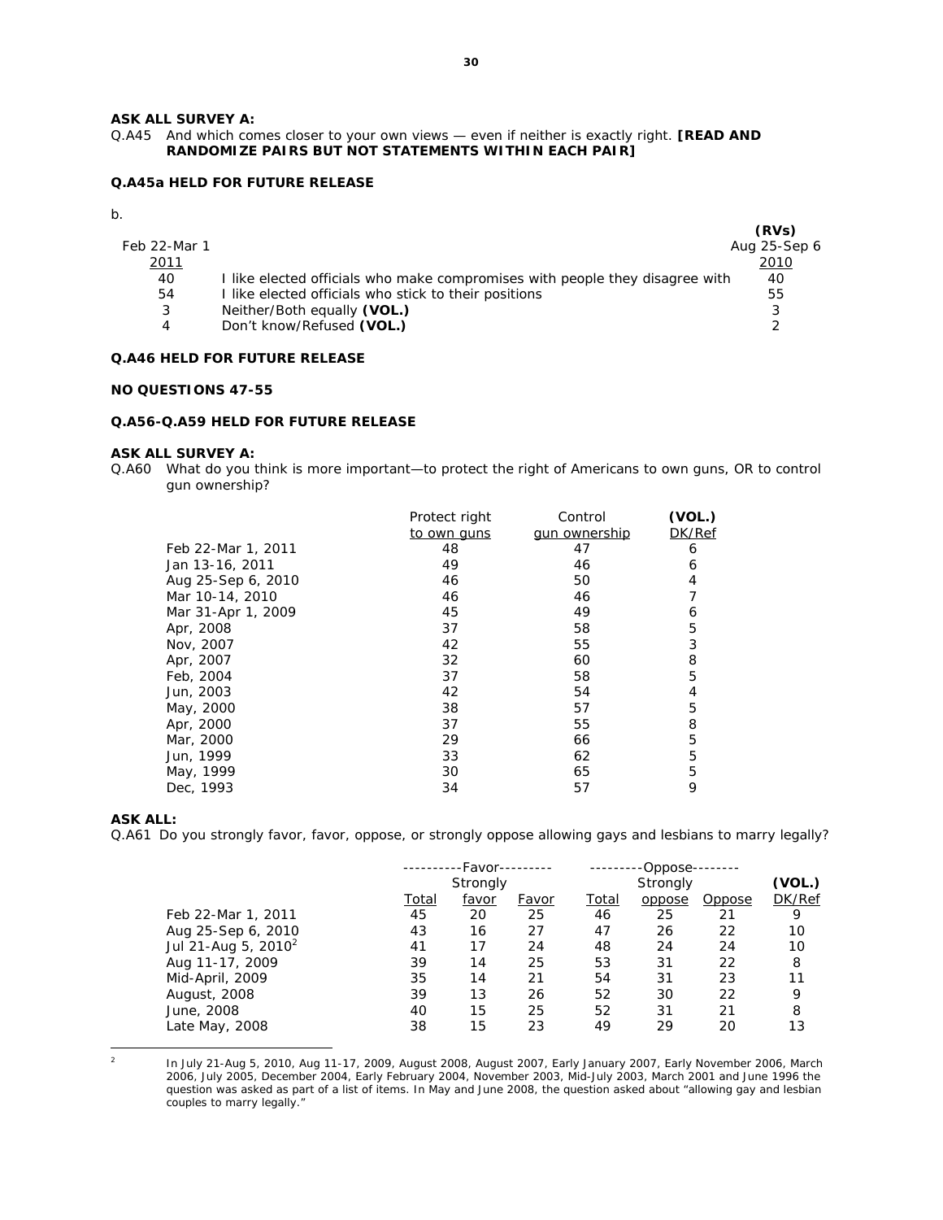**ASK ALL SURVEY A:**

Q.A45 And which comes closer to your own views — even if neither is exactly right. **[READ AND RANDOMIZE PAIRS BUT NOT STATEMENTS WITHIN EACH PAIR]**

**Q.A45a HELD FOR FUTURE RELEASE**

b.

| Feb 22-Mar 1 2011 | | (RVs) Aug 25-Sep 6 2010 |
|---|---|---|
| 40 | I like elected officials who make compromises with people they disagree with | 40 |
| 54 | I like elected officials who stick to their positions | 55 |
| 3 | Neither/Both equally **(VOL.)** | 3 |
| 4 | Don't know/Refused **(VOL.)** | 2 |

**Q.A46 HELD FOR FUTURE RELEASE**

**NO QUESTIONS 47-55**

**Q.A56-Q.A59 HELD FOR FUTURE RELEASE**

**ASK ALL SURVEY A:**

Q.A60 What do you think is more important—to protect the right of Americans to own guns, OR to control gun ownership?

| | Protect right to own guns | Control gun ownership | (VOL.) DK/Ref |
|---|---|---|---|
| Feb 22-Mar 1, 2011 | 48 | 47 | 6 |
| Jan 13-16, 2011 | 49 | 46 | 6 |
| Aug 25-Sep 6, 2010 | 46 | 50 | 4 |
| Mar 10-14, 2010 | 46 | 46 | 7 |
| Mar 31-Apr 1, 2009 | 45 | 49 | 6 |
| Apr, 2008 | 37 | 58 | 5 |
| Nov, 2007 | 42 | 55 | 3 |
| Apr, 2007 | 32 | 60 | 8 |
| Feb, 2004 | 37 | 58 | 5 |
| Jun, 2003 | 42 | 54 | 4 |
| May, 2000 | 38 | 57 | 5 |
| Apr, 2000 | 37 | 55 | 8 |
| Mar, 2000 | 29 | 66 | 5 |
| Jun, 1999 | 33 | 62 | 5 |
| May, 1999 | 30 | 65 | 5 |
| Dec, 1993 | 34 | 57 | 9 |

**ASK ALL:**

Q.A61 Do you strongly favor, favor, oppose, or strongly oppose allowing gays and lesbians to marry legally?

| | ----------Favor--------- | | | ---------Oppose-------- | | | |
|---|---|---|---|---|---|---|---|
| | Total | Strongly favor | Favor | Total | Strongly oppose | Oppose | (VOL.) DK/Ref |
| Feb 22-Mar 1, 2011 | 45 | 20 | 25 | 46 | 25 | 21 | 9 |
| Aug 25-Sep 6, 2010 | 43 | 16 | 27 | 47 | 26 | 22 | 10 |
| Jul 21-Aug 5, 2010[2] | 41 | 17 | 24 | 48 | 24 | 24 | 10 |
| Aug 11-17, 2009 | 39 | 14 | 25 | 53 | 31 | 22 | 8 |
| Mid-April, 2009 | 35 | 14 | 21 | 54 | 31 | 23 | 11 |
| August, 2008 | 39 | 13 | 26 | 52 | 30 | 22 | 9 |
| June, 2008 | 40 | 15 | 25 | 52 | 31 | 21 | 8 |
| Late May, 2008 | 38 | 15 | 23 | 49 | 29 | 20 | 13 |

[2] In July 21-Aug 5, 2010, Aug 11-17, 2009, August 2008, August 2007, Early January 2007, Early November 2006, March 2006, July 2005, December 2004, Early February 2004, November 2003, Mid-July 2003, March 2001 and June 1996 the question was asked as part of a list of items. In May and June 2008, the question asked about "allowing gay and lesbian couples to marry legally."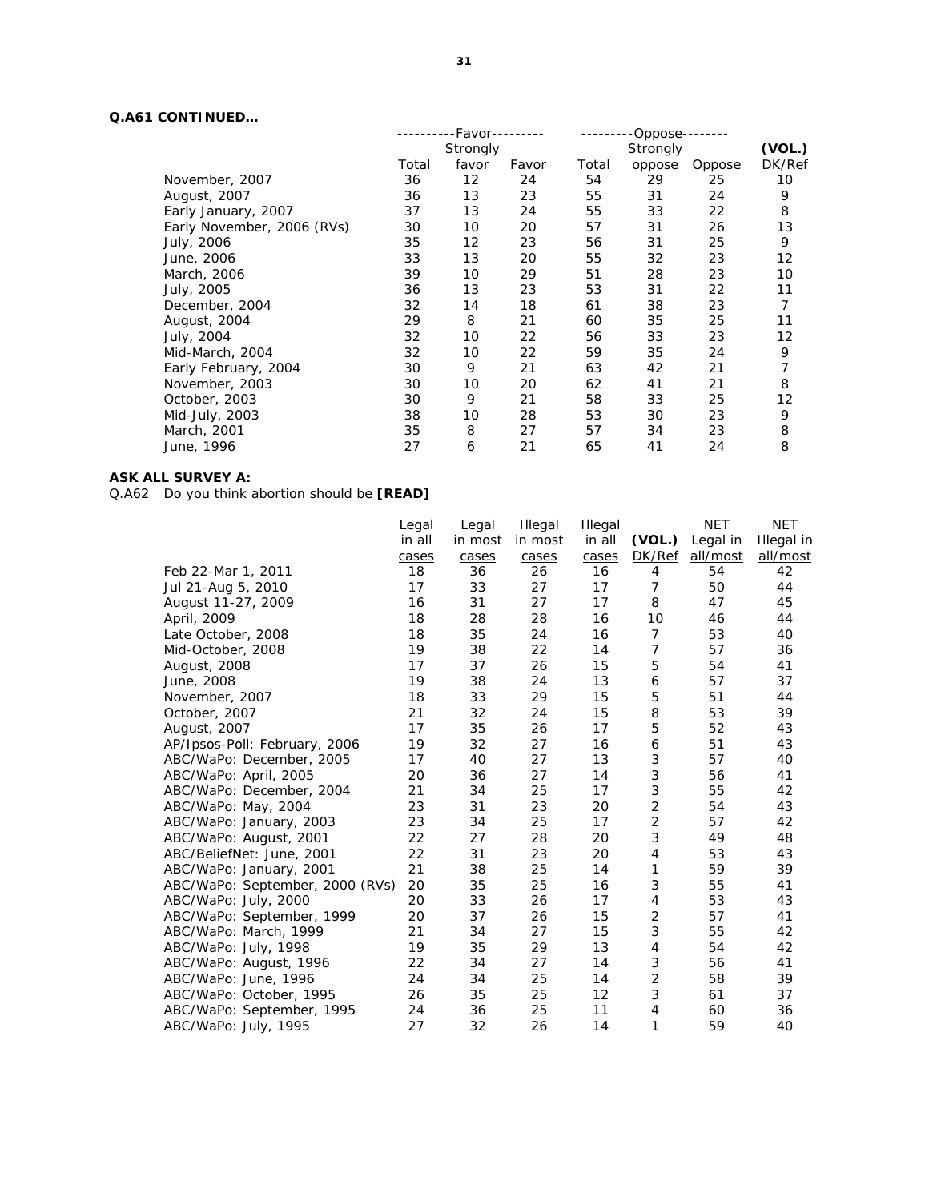**Q.A61 CONTINUED…**

| | ----------Favor--------- | | | ---------Oppose-------- | | | |
|---|---|---|---|---|---|---|---|
| | Total | Strongly favor | Favor | Total | Strongly oppose | Oppose | (VOL.) DK/Ref |
| November, 2007 | 36 | 12 | 24 | 54 | 29 | 25 | 10 |
| August, 2007 | 36 | 13 | 23 | 55 | 31 | 24 | 9 |
| Early January, 2007 | 37 | 13 | 24 | 55 | 33 | 22 | 8 |
| Early November, 2006 (RVs) | 30 | 10 | 20 | 57 | 31 | 26 | 13 |
| July, 2006 | 35 | 12 | 23 | 56 | 31 | 25 | 9 |
| June, 2006 | 33 | 13 | 20 | 55 | 32 | 23 | 12 |
| March, 2006 | 39 | 10 | 29 | 51 | 28 | 23 | 10 |
| July, 2005 | 36 | 13 | 23 | 53 | 31 | 22 | 11 |
| December, 2004 | 32 | 14 | 18 | 61 | 38 | 23 | 7 |
| August, 2004 | 29 | 8 | 21 | 60 | 35 | 25 | 11 |
| July, 2004 | 32 | 10 | 22 | 56 | 33 | 23 | 12 |
| Mid-March, 2004 | 32 | 10 | 22 | 59 | 35 | 24 | 9 |
| Early February, 2004 | 30 | 9 | 21 | 63 | 42 | 21 | 7 |
| November, 2003 | 30 | 10 | 20 | 62 | 41 | 21 | 8 |
| October, 2003 | 30 | 9 | 21 | 58 | 33 | 25 | 12 |
| Mid-July, 2003 | 38 | 10 | 28 | 53 | 30 | 23 | 9 |
| March, 2001 | 35 | 8 | 27 | 57 | 34 | 23 | 8 |
| June, 1996 | 27 | 6 | 21 | 65 | 41 | 24 | 8 |

**ASK ALL SURVEY A:**

Q.A62 Do you think abortion should be **[READ]**

| | Legal in all cases | Legal in most cases | Illegal in most cases | Illegal in all cases | (VOL.) DK/Ref | NET Legal in all/most | NET Illegal in all/most |
|---|---|---|---|---|---|---|---|
| Feb 22-Mar 1, 2011 | 18 | 36 | 26 | 16 | 4 | 54 | 42 |
| Jul 21-Aug 5, 2010 | 17 | 33 | 27 | 17 | 7 | 50 | 44 |
| August 11-27, 2009 | 16 | 31 | 27 | 17 | 8 | 47 | 45 |
| April, 2009 | 18 | 28 | 28 | 16 | 10 | 46 | 44 |
| Late October, 2008 | 18 | 35 | 24 | 16 | 7 | 53 | 40 |
| Mid-October, 2008 | 19 | 38 | 22 | 14 | 7 | 57 | 36 |
| August, 2008 | 17 | 37 | 26 | 15 | 5 | 54 | 41 |
| June, 2008 | 19 | 38 | 24 | 13 | 6 | 57 | 37 |
| November, 2007 | 18 | 33 | 29 | 15 | 5 | 51 | 44 |
| October, 2007 | 21 | 32 | 24 | 15 | 8 | 53 | 39 |
| August, 2007 | 17 | 35 | 26 | 17 | 5 | 52 | 43 |
| AP/Ipsos-Poll: February, 2006 | 19 | 32 | 27 | 16 | 6 | 51 | 43 |
| ABC/WaPo: December, 2005 | 17 | 40 | 27 | 13 | 3 | 57 | 40 |
| ABC/WaPo: April, 2005 | 20 | 36 | 27 | 14 | 3 | 56 | 41 |
| ABC/WaPo: December, 2004 | 21 | 34 | 25 | 17 | 3 | 55 | 42 |
| ABC/WaPo: May, 2004 | 23 | 31 | 23 | 20 | 2 | 54 | 43 |
| ABC/WaPo: January, 2003 | 23 | 34 | 25 | 17 | 2 | 57 | 42 |
| ABC/WaPo: August, 2001 | 22 | 27 | 28 | 20 | 3 | 49 | 48 |
| ABC/BeliefNet: June, 2001 | 22 | 31 | 23 | 20 | 4 | 53 | 43 |
| ABC/WaPo: January, 2001 | 21 | 38 | 25 | 14 | 1 | 59 | 39 |
| ABC/WaPo: September, 2000 (RVs) | 20 | 35 | 25 | 16 | 3 | 55 | 41 |
| ABC/WaPo: July, 2000 | 20 | 33 | 26 | 17 | 4 | 53 | 43 |
| ABC/WaPo: September, 1999 | 20 | 37 | 26 | 15 | 2 | 57 | 41 |
| ABC/WaPo: March, 1999 | 21 | 34 | 27 | 15 | 3 | 55 | 42 |
| ABC/WaPo: July, 1998 | 19 | 35 | 29 | 13 | 4 | 54 | 42 |
| ABC/WaPo: August, 1996 | 22 | 34 | 27 | 14 | 3 | 56 | 41 |
| ABC/WaPo: June, 1996 | 24 | 34 | 25 | 14 | 2 | 58 | 39 |
| ABC/WaPo: October, 1995 | 26 | 35 | 25 | 12 | 3 | 61 | 37 |
| ABC/WaPo: September, 1995 | 24 | 36 | 25 | 11 | 4 | 60 | 36 |
| ABC/WaPo: July, 1995 | 27 | 32 | 26 | 14 | 1 | 59 | 40 |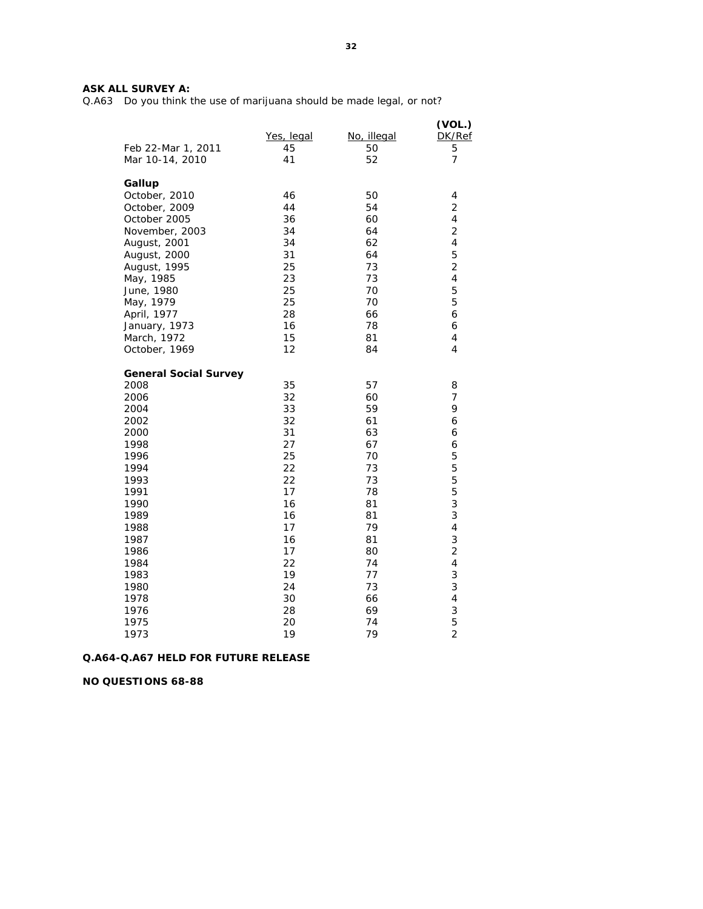**ASK ALL SURVEY A:**

Q.A63 Do you think the use of marijuana should be made legal, or not?

| | Yes, legal | No, illegal | (VOL.) DK/Ref |
|---|---|---|---|
| Feb 22-Mar 1, 2011 | 45 | 50 | 5 |
| Mar 10-14, 2010 | 41 | 52 | 7 |
| **Gallup** | | | |
| October, 2010 | 46 | 50 | 4 |
| October, 2009 | 44 | 54 | 2 |
| October 2005 | 36 | 60 | 4 |
| November, 2003 | 34 | 64 | 2 |
| August, 2001 | 34 | 62 | 4 |
| August, 2000 | 31 | 64 | 5 |
| August, 1995 | 25 | 73 | 2 |
| May, 1985 | 23 | 73 | 4 |
| June, 1980 | 25 | 70 | 5 |
| May, 1979 | 25 | 70 | 5 |
| April, 1977 | 28 | 66 | 6 |
| January, 1973 | 16 | 78 | 6 |
| March, 1972 | 15 | 81 | 4 |
| October, 1969 | 12 | 84 | 4 |
| **General Social Survey** | | | |
| 2008 | 35 | 57 | 8 |
| 2006 | 32 | 60 | 7 |
| 2004 | 33 | 59 | 9 |
| 2002 | 32 | 61 | 6 |
| 2000 | 31 | 63 | 6 |
| 1998 | 27 | 67 | 6 |
| 1996 | 25 | 70 | 5 |
| 1994 | 22 | 73 | 5 |
| 1993 | 22 | 73 | 5 |
| 1991 | 17 | 78 | 5 |
| 1990 | 16 | 81 | 3 |
| 1989 | 16 | 81 | 3 |
| 1988 | 17 | 79 | 4 |
| 1987 | 16 | 81 | 3 |
| 1986 | 17 | 80 | 2 |
| 1984 | 22 | 74 | 4 |
| 1983 | 19 | 77 | 3 |
| 1980 | 24 | 73 | 3 |
| 1978 | 30 | 66 | 4 |
| 1976 | 28 | 69 | 3 |
| 1975 | 20 | 74 | 5 |
| 1973 | 19 | 79 | 2 |

**Q.A64-Q.A67 HELD FOR FUTURE RELEASE**

**NO QUESTIONS 68-88**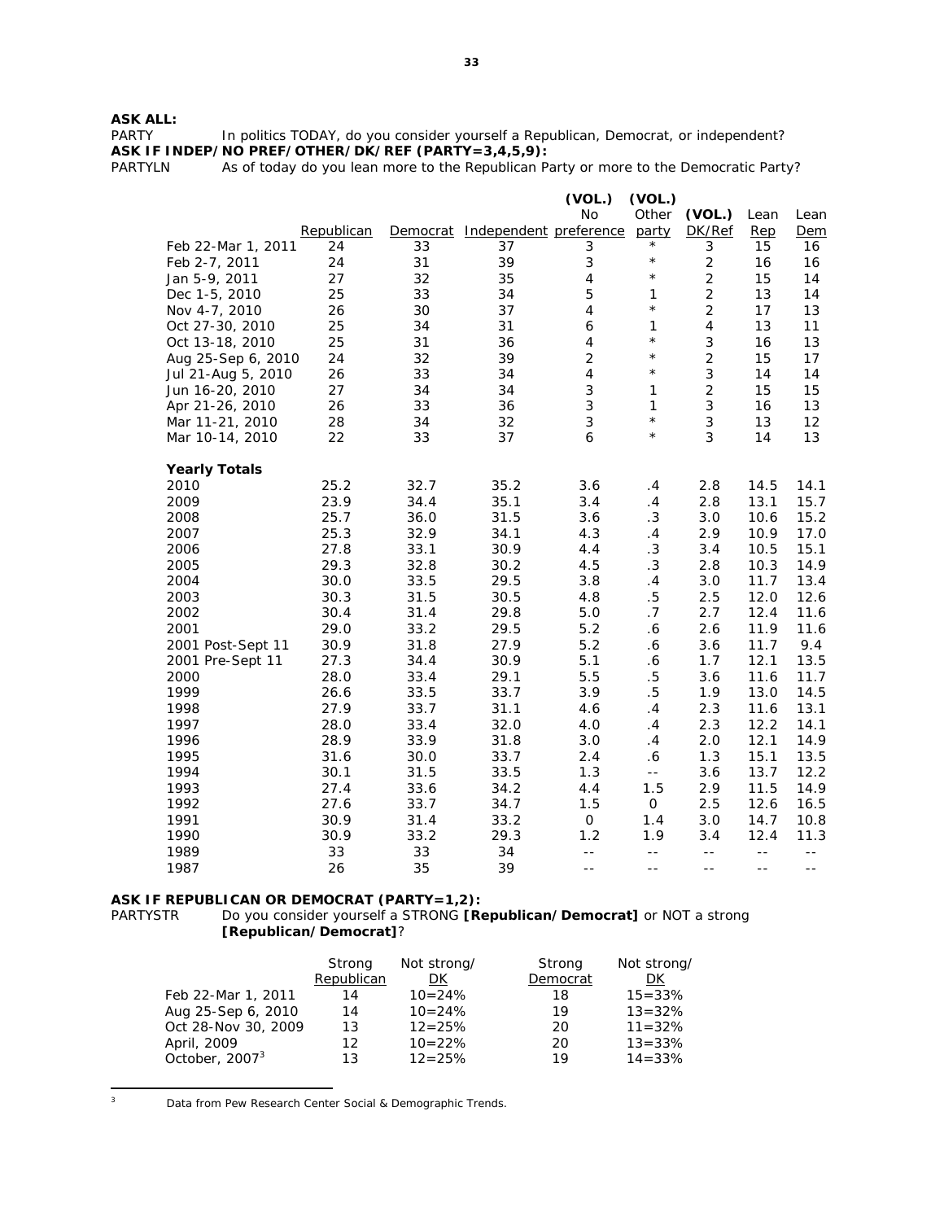**ASK ALL:**
PARTY In politics TODAY, do you consider yourself a Republican, Democrat, or independent?
**ASK IF INDEP/NO PREF/OTHER/DK/REF (PARTY=3,4,5,9):**
PARTYLN As of today do you lean more to the Republican Party or more to the Democratic Party?

| | Republican | Democrat | Independent | (VOL.) No preference | (VOL.) Other party | (VOL.) DK/Ref | Lean Rep | Lean Dem |
|---|---|---|---|---|---|---|---|---|
| Feb 22-Mar 1, 2011 | 24 | 33 | 37 | 3 | * | 3 | 15 | 16 |
| Feb 2-7, 2011 | 24 | 31 | 39 | 3 | * | 2 | 16 | 16 |
| Jan 5-9, 2011 | 27 | 32 | 35 | 4 | * | 2 | 15 | 14 |
| Dec 1-5, 2010 | 25 | 33 | 34 | 5 | 1 | 2 | 13 | 14 |
| Nov 4-7, 2010 | 26 | 30 | 37 | 4 | * | 2 | 17 | 13 |
| Oct 27-30, 2010 | 25 | 34 | 31 | 6 | 1 | 4 | 13 | 11 |
| Oct 13-18, 2010 | 25 | 31 | 36 | 4 | * | 3 | 16 | 13 |
| Aug 25-Sep 6, 2010 | 24 | 32 | 39 | 2 | * | 2 | 15 | 17 |
| Jul 21-Aug 5, 2010 | 26 | 33 | 34 | 4 | * | 3 | 14 | 14 |
| Jun 16-20, 2010 | 27 | 34 | 34 | 3 | 1 | 2 | 15 | 15 |
| Apr 21-26, 2010 | 26 | 33 | 36 | 3 | 1 | 3 | 16 | 13 |
| Mar 11-21, 2010 | 28 | 34 | 32 | 3 | * | 3 | 13 | 12 |
| Mar 10-14, 2010 | 22 | 33 | 37 | 6 | * | 3 | 14 | 13 |
| **Yearly Totals** | | | | | | | | |
| 2010 | 25.2 | 32.7 | 35.2 | 3.6 | .4 | 2.8 | 14.5 | 14.1 |
| 2009 | 23.9 | 34.4 | 35.1 | 3.4 | .4 | 2.8 | 13.1 | 15.7 |
| 2008 | 25.7 | 36.0 | 31.5 | 3.6 | .3 | 3.0 | 10.6 | 15.2 |
| 2007 | 25.3 | 32.9 | 34.1 | 4.3 | .4 | 2.9 | 10.9 | 17.0 |
| 2006 | 27.8 | 33.1 | 30.9 | 4.4 | .3 | 3.4 | 10.5 | 15.1 |
| 2005 | 29.3 | 32.8 | 30.2 | 4.5 | .3 | 2.8 | 10.3 | 14.9 |
| 2004 | 30.0 | 33.5 | 29.5 | 3.8 | .4 | 3.0 | 11.7 | 13.4 |
| 2003 | 30.3 | 31.5 | 30.5 | 4.8 | .5 | 2.5 | 12.0 | 12.6 |
| 2002 | 30.4 | 31.4 | 29.8 | 5.0 | .7 | 2.7 | 12.4 | 11.6 |
| 2001 | 29.0 | 33.2 | 29.5 | 5.2 | .6 | 2.6 | 11.9 | 11.6 |
| 2001 Post-Sept 11 | 30.9 | 31.8 | 27.9 | 5.2 | .6 | 3.6 | 11.7 | 9.4 |
| 2001 Pre-Sept 11 | 27.3 | 34.4 | 30.9 | 5.1 | .6 | 1.7 | 12.1 | 13.5 |
| 2000 | 28.0 | 33.4 | 29.1 | 5.5 | .5 | 3.6 | 11.6 | 11.7 |
| 1999 | 26.6 | 33.5 | 33.7 | 3.9 | .5 | 1.9 | 13.0 | 14.5 |
| 1998 | 27.9 | 33.7 | 31.1 | 4.6 | .4 | 2.3 | 11.6 | 13.1 |
| 1997 | 28.0 | 33.4 | 32.0 | 4.0 | .4 | 2.3 | 12.2 | 14.1 |
| 1996 | 28.9 | 33.9 | 31.8 | 3.0 | .4 | 2.0 | 12.1 | 14.9 |
| 1995 | 31.6 | 30.0 | 33.7 | 2.4 | .6 | 1.3 | 15.1 | 13.5 |
| 1994 | 30.1 | 31.5 | 33.5 | 1.3 | -- | 3.6 | 13.7 | 12.2 |
| 1993 | 27.4 | 33.6 | 34.2 | 4.4 | 1.5 | 2.9 | 11.5 | 14.9 |
| 1992 | 27.6 | 33.7 | 34.7 | 1.5 | 0 | 2.5 | 12.6 | 16.5 |
| 1991 | 30.9 | 31.4 | 33.2 | 0 | 1.4 | 3.0 | 14.7 | 10.8 |
| 1990 | 30.9 | 33.2 | 29.3 | 1.2 | 1.9 | 3.4 | 12.4 | 11.3 |
| 1989 | 33 | 33 | 34 | -- | -- | -- | -- | -- |
| 1987 | 26 | 35 | 39 | -- | -- | -- | -- | -- |

**ASK IF REPUBLICAN OR DEMOCRAT (PARTY=1,2):**
PARTYSTR Do you consider yourself a STRONG **[Republican/Democrat]** or NOT a strong **[Republican/Democrat]**?

| | Strong Republican | Not strong/ DK | Strong Democrat | Not strong/ DK |
|---|---|---|---|---|
| Feb 22-Mar 1, 2011 | 14 | 10=24% | 18 | 15=33% |
| Aug 25-Sep 6, 2010 | 14 | 10=24% | 19 | 13=32% |
| Oct 28-Nov 30, 2009 | 13 | 12=25% | 20 | 11=32% |
| April, 2009 | 12 | 10=22% | 20 | 13=33% |
| October, 2007[3] | 13 | 12=25% | 19 | 14=33% |

[3] Data from Pew Research Center Social & Demographic Trends.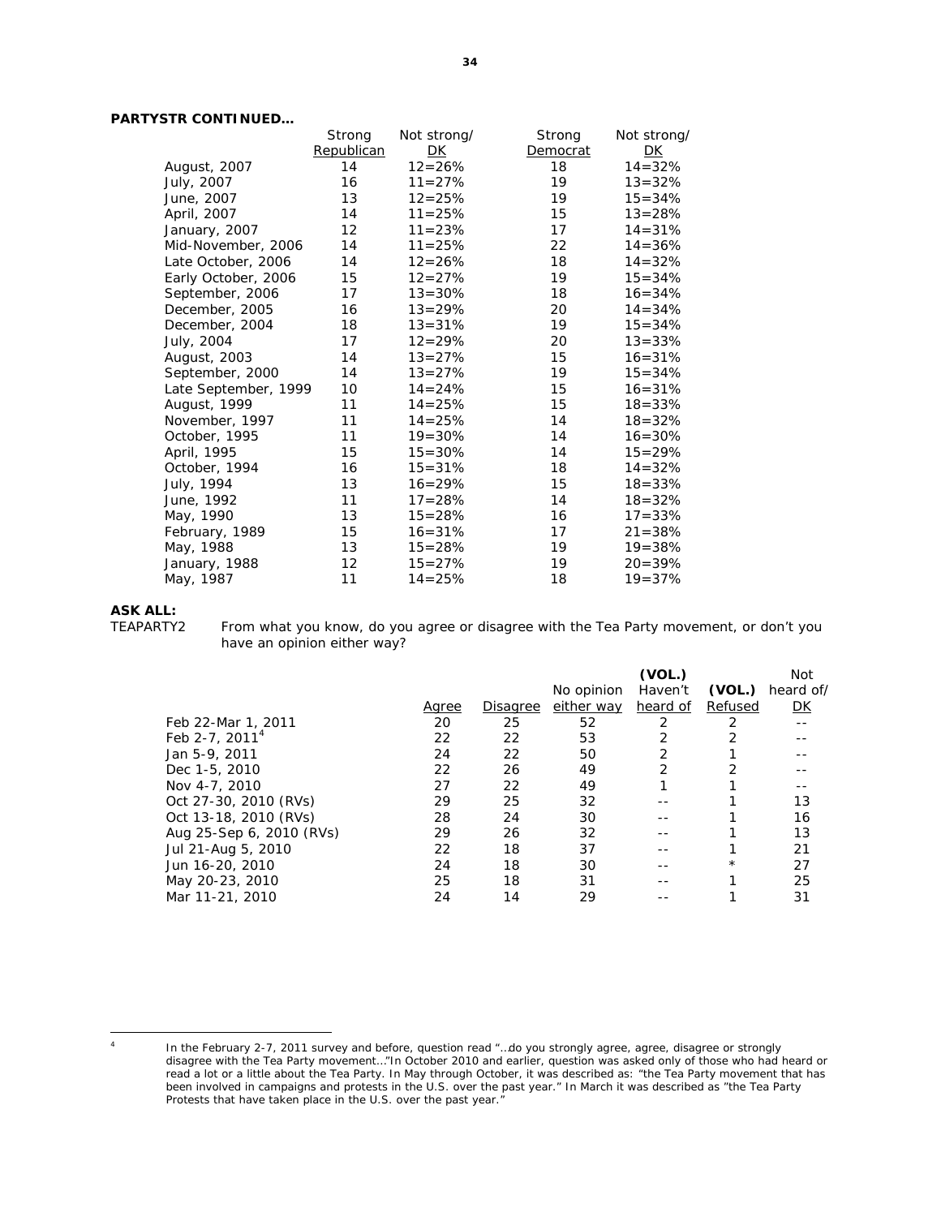**PARTYSTR CONTINUED…**

| | Strong Republican | Not strong/ DK | Strong Democrat | Not strong/ DK |
|---|---|---|---|---|
| August, 2007 | 14 | 12=26% | 18 | 14=32% |
| July, 2007 | 16 | 11=27% | 19 | 13=32% |
| June, 2007 | 13 | 12=25% | 19 | 15=34% |
| April, 2007 | 14 | 11=25% | 15 | 13=28% |
| January, 2007 | 12 | 11=23% | 17 | 14=31% |
| Mid-November, 2006 | 14 | 11=25% | 22 | 14=36% |
| Late October, 2006 | 14 | 12=26% | 18 | 14=32% |
| Early October, 2006 | 15 | 12=27% | 19 | 15=34% |
| September, 2006 | 17 | 13=30% | 18 | 16=34% |
| December, 2005 | 16 | 13=29% | 20 | 14=34% |
| December, 2004 | 18 | 13=31% | 19 | 15=34% |
| July, 2004 | 17 | 12=29% | 20 | 13=33% |
| August, 2003 | 14 | 13=27% | 15 | 16=31% |
| September, 2000 | 14 | 13=27% | 19 | 15=34% |
| Late September, 1999 | 10 | 14=24% | 15 | 16=31% |
| August, 1999 | 11 | 14=25% | 15 | 18=33% |
| November, 1997 | 11 | 14=25% | 14 | 18=32% |
| October, 1995 | 11 | 19=30% | 14 | 16=30% |
| April, 1995 | 15 | 15=30% | 14 | 15=29% |
| October, 1994 | 16 | 15=31% | 18 | 14=32% |
| July, 1994 | 13 | 16=29% | 15 | 18=33% |
| June, 1992 | 11 | 17=28% | 14 | 18=32% |
| May, 1990 | 13 | 15=28% | 16 | 17=33% |
| February, 1989 | 15 | 16=31% | 17 | 21=38% |
| May, 1988 | 13 | 15=28% | 19 | 19=38% |
| January, 1988 | 12 | 15=27% | 19 | 20=39% |
| May, 1987 | 11 | 14=25% | 18 | 19=37% |

**ASK ALL:**

TEAPARTY2 From what you know, do you agree or disagree with the Tea Party movement, or don't you have an opinion either way?

| | Agree | Disagree | No opinion either way | (VOL.) Haven't heard of | (VOL.) Refused | Not heard of/ DK |
|---|---|---|---|---|---|---|
| Feb 22-Mar 1, 2011 | 20 | 25 | 52 | 2 | 2 | -- |
| Feb 2-7, 2011[4] | 22 | 22 | 53 | 2 | 2 | -- |
| Jan 5-9, 2011 | 24 | 22 | 50 | 2 | 1 | -- |
| Dec 1-5, 2010 | 22 | 26 | 49 | 2 | 2 | -- |
| Nov 4-7, 2010 | 27 | 22 | 49 | 1 | 1 | -- |
| Oct 27-30, 2010 (RVs) | 29 | 25 | 32 | -- | 1 | 13 |
| Oct 13-18, 2010 (RVs) | 28 | 24 | 30 | -- | 1 | 16 |
| Aug 25-Sep 6, 2010 (RVs) | 29 | 26 | 32 | -- | 1 | 13 |
| Jul 21-Aug 5, 2010 | 22 | 18 | 37 | -- | 1 | 21 |
| Jun 16-20, 2010 | 24 | 18 | 30 | -- | * | 27 |
| May 20-23, 2010 | 25 | 18 | 31 | -- | 1 | 25 |
| Mar 11-21, 2010 | 24 | 14 | 29 | -- | 1 | 31 |

[4] In the February 2-7, 2011 survey and before, question read "…do you strongly agree, agree, disagree or strongly disagree with the Tea Party movement…"In October 2010 and earlier, question was asked only of those who had heard or read a lot or a little about the Tea Party. In May through October, it was described as: "the Tea Party movement that has been involved in campaigns and protests in the U.S. over the past year." In March it was described as "the Tea Party Protests that have taken place in the U.S. over the past year."